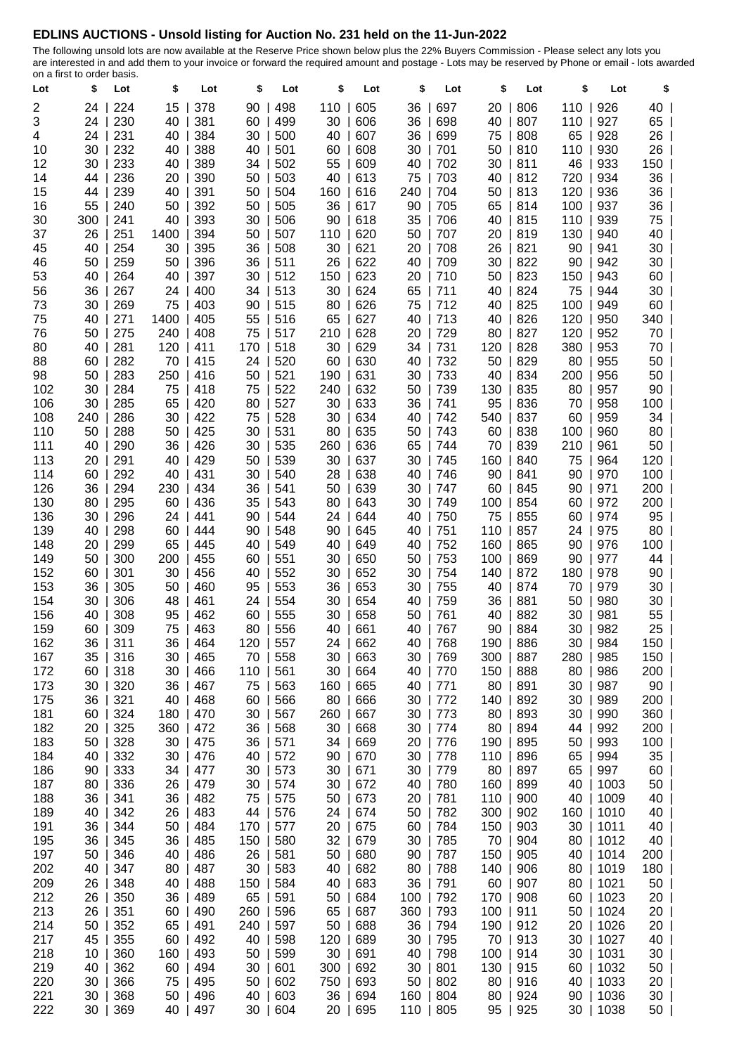## EDLINS AUCTIONS - Unsold listing for Auction No. 231 held on the 11-Jun-2022

The following unsold lots are now available at the Reserve Price shown below plus the 22% Buyers Commission - Please select any lots you are interested in and add them to your invoice or forward the required amount and postage - Lots may be reserved by Phone or email - lots awarded on a first to order basis.

| Lot | $ | Lot | $ | Lot | $ | Lot | $ | Lot | $ | Lot | $ | Lot | $ | Lot | $ |
|---|---|---|---|---|---|---|---|---|---|---|---|---|---|---|---|
| 2 | 24 | 224 | 15 | 378 | 90 | 498 | 110 | 605 | 36 | 697 | 20 | 806 | 110 | 926 | 40 |
| 3 | 24 | 230 | 40 | 381 | 60 | 499 | 30 | 606 | 36 | 698 | 40 | 807 | 110 | 927 | 65 |
| 4 | 24 | 231 | 40 | 384 | 30 | 500 | 40 | 607 | 36 | 699 | 75 | 808 | 65 | 928 | 26 |
| 10 | 30 | 232 | 40 | 388 | 40 | 501 | 60 | 608 | 30 | 701 | 50 | 810 | 110 | 930 | 26 |
| 12 | 30 | 233 | 40 | 389 | 34 | 502 | 55 | 609 | 40 | 702 | 30 | 811 | 46 | 933 | 150 |
| 14 | 44 | 236 | 20 | 390 | 50 | 503 | 40 | 613 | 75 | 703 | 40 | 812 | 720 | 934 | 36 |
| 15 | 44 | 239 | 40 | 391 | 50 | 504 | 160 | 616 | 240 | 704 | 50 | 813 | 120 | 936 | 36 |
| 16 | 55 | 240 | 50 | 392 | 50 | 505 | 36 | 617 | 90 | 705 | 65 | 814 | 100 | 937 | 36 |
| 30 | 300 | 241 | 40 | 393 | 30 | 506 | 90 | 618 | 35 | 706 | 40 | 815 | 110 | 939 | 75 |
| 37 | 26 | 251 | 1400 | 394 | 50 | 507 | 110 | 620 | 50 | 707 | 20 | 819 | 130 | 940 | 40 |
| 45 | 40 | 254 | 30 | 395 | 36 | 508 | 30 | 621 | 20 | 708 | 26 | 821 | 90 | 941 | 30 |
| 46 | 50 | 259 | 50 | 396 | 36 | 511 | 26 | 622 | 40 | 709 | 30 | 822 | 90 | 942 | 30 |
| 53 | 40 | 264 | 40 | 397 | 30 | 512 | 150 | 623 | 20 | 710 | 50 | 823 | 150 | 943 | 60 |
| 56 | 36 | 267 | 24 | 400 | 34 | 513 | 30 | 624 | 65 | 711 | 40 | 824 | 75 | 944 | 30 |
| 73 | 30 | 269 | 75 | 403 | 90 | 515 | 80 | 626 | 75 | 712 | 40 | 825 | 100 | 949 | 60 |
| 75 | 40 | 271 | 1400 | 405 | 55 | 516 | 65 | 627 | 40 | 713 | 40 | 826 | 120 | 950 | 340 |
| 76 | 50 | 275 | 240 | 408 | 75 | 517 | 210 | 628 | 20 | 729 | 80 | 827 | 120 | 952 | 70 |
| 80 | 40 | 281 | 120 | 411 | 170 | 518 | 30 | 629 | 34 | 731 | 120 | 828 | 380 | 953 | 70 |
| 88 | 60 | 282 | 70 | 415 | 24 | 520 | 60 | 630 | 40 | 732 | 50 | 829 | 80 | 955 | 50 |
| 98 | 50 | 283 | 250 | 416 | 50 | 521 | 190 | 631 | 30 | 733 | 40 | 834 | 200 | 956 | 50 |
| 102 | 30 | 284 | 75 | 418 | 75 | 522 | 240 | 632 | 50 | 739 | 130 | 835 | 80 | 957 | 90 |
| 106 | 30 | 285 | 65 | 420 | 80 | 527 | 30 | 633 | 36 | 741 | 95 | 836 | 70 | 958 | 100 |
| 108 | 240 | 286 | 30 | 422 | 75 | 528 | 30 | 634 | 40 | 742 | 540 | 837 | 60 | 959 | 34 |
| 110 | 50 | 288 | 50 | 425 | 30 | 531 | 80 | 635 | 50 | 743 | 60 | 838 | 100 | 960 | 80 |
| 111 | 40 | 290 | 36 | 426 | 30 | 535 | 260 | 636 | 65 | 744 | 70 | 839 | 210 | 961 | 50 |
| 113 | 20 | 291 | 40 | 429 | 50 | 539 | 30 | 637 | 30 | 745 | 160 | 840 | 75 | 964 | 120 |
| 114 | 60 | 292 | 40 | 431 | 30 | 540 | 28 | 638 | 40 | 746 | 90 | 841 | 90 | 970 | 100 |
| 126 | 36 | 294 | 230 | 434 | 36 | 541 | 50 | 639 | 30 | 747 | 60 | 845 | 90 | 971 | 200 |
| 130 | 80 | 295 | 60 | 436 | 35 | 543 | 80 | 643 | 30 | 749 | 100 | 854 | 60 | 972 | 200 |
| 136 | 30 | 296 | 24 | 441 | 90 | 544 | 24 | 644 | 40 | 750 | 75 | 855 | 60 | 974 | 95 |
| 139 | 40 | 298 | 60 | 444 | 90 | 548 | 90 | 645 | 40 | 751 | 110 | 857 | 24 | 975 | 80 |
| 148 | 20 | 299 | 65 | 445 | 40 | 549 | 40 | 649 | 40 | 752 | 160 | 865 | 90 | 976 | 100 |
| 149 | 50 | 300 | 200 | 455 | 60 | 551 | 30 | 650 | 50 | 753 | 100 | 869 | 90 | 977 | 44 |
| 152 | 60 | 301 | 30 | 456 | 40 | 552 | 30 | 652 | 30 | 754 | 140 | 872 | 180 | 978 | 90 |
| 153 | 36 | 305 | 50 | 460 | 95 | 553 | 36 | 653 | 30 | 755 | 40 | 874 | 70 | 979 | 30 |
| 154 | 30 | 306 | 48 | 461 | 24 | 554 | 30 | 654 | 40 | 759 | 36 | 881 | 50 | 980 | 30 |
| 156 | 40 | 308 | 95 | 462 | 60 | 555 | 30 | 658 | 50 | 761 | 40 | 882 | 30 | 981 | 55 |
| 159 | 60 | 309 | 75 | 463 | 80 | 556 | 40 | 661 | 40 | 767 | 90 | 884 | 30 | 982 | 25 |
| 162 | 36 | 311 | 36 | 464 | 120 | 557 | 24 | 662 | 40 | 768 | 190 | 886 | 30 | 984 | 150 |
| 167 | 35 | 316 | 30 | 465 | 70 | 558 | 30 | 663 | 30 | 769 | 300 | 887 | 280 | 985 | 150 |
| 172 | 60 | 318 | 30 | 466 | 110 | 561 | 30 | 664 | 40 | 770 | 150 | 888 | 80 | 986 | 200 |
| 173 | 30 | 320 | 36 | 467 | 75 | 563 | 160 | 665 | 40 | 771 | 80 | 891 | 30 | 987 | 90 |
| 175 | 36 | 321 | 40 | 468 | 60 | 566 | 80 | 666 | 30 | 772 | 140 | 892 | 30 | 989 | 200 |
| 181 | 60 | 324 | 180 | 470 | 30 | 567 | 260 | 667 | 30 | 773 | 80 | 893 | 30 | 990 | 360 |
| 182 | 20 | 325 | 360 | 472 | 36 | 568 | 30 | 668 | 30 | 774 | 80 | 894 | 44 | 992 | 200 |
| 183 | 50 | 328 | 30 | 475 | 36 | 571 | 34 | 669 | 20 | 776 | 190 | 895 | 50 | 993 | 100 |
| 184 | 40 | 332 | 30 | 476 | 40 | 572 | 90 | 670 | 30 | 778 | 110 | 896 | 65 | 994 | 35 |
| 186 | 90 | 333 | 34 | 477 | 30 | 573 | 30 | 671 | 30 | 779 | 80 | 897 | 65 | 997 | 60 |
| 187 | 80 | 336 | 26 | 479 | 30 | 574 | 30 | 672 | 40 | 780 | 160 | 899 | 40 | 1003 | 50 |
| 188 | 36 | 341 | 36 | 482 | 75 | 575 | 50 | 673 | 20 | 781 | 110 | 900 | 40 | 1009 | 40 |
| 189 | 40 | 342 | 26 | 483 | 44 | 576 | 24 | 674 | 50 | 782 | 300 | 902 | 160 | 1010 | 40 |
| 191 | 36 | 344 | 50 | 484 | 170 | 577 | 20 | 675 | 60 | 784 | 150 | 903 | 30 | 1011 | 40 |
| 195 | 36 | 345 | 36 | 485 | 150 | 580 | 32 | 679 | 30 | 785 | 70 | 904 | 80 | 1012 | 40 |
| 197 | 50 | 346 | 40 | 486 | 26 | 581 | 50 | 680 | 90 | 787 | 150 | 905 | 40 | 1014 | 200 |
| 202 | 40 | 347 | 80 | 487 | 30 | 583 | 40 | 682 | 80 | 788 | 140 | 906 | 80 | 1019 | 180 |
| 209 | 26 | 348 | 40 | 488 | 150 | 584 | 40 | 683 | 36 | 791 | 60 | 907 | 80 | 1021 | 50 |
| 212 | 26 | 350 | 36 | 489 | 65 | 591 | 50 | 684 | 100 | 792 | 170 | 908 | 60 | 1023 | 20 |
| 213 | 26 | 351 | 60 | 490 | 260 | 596 | 65 | 687 | 360 | 793 | 100 | 911 | 50 | 1024 | 20 |
| 214 | 50 | 352 | 65 | 491 | 240 | 597 | 50 | 688 | 36 | 794 | 190 | 912 | 20 | 1026 | 20 |
| 217 | 45 | 355 | 60 | 492 | 40 | 598 | 120 | 689 | 30 | 795 | 70 | 913 | 30 | 1027 | 40 |
| 218 | 10 | 360 | 160 | 493 | 50 | 599 | 30 | 691 | 40 | 798 | 100 | 914 | 30 | 1031 | 30 |
| 219 | 40 | 362 | 60 | 494 | 30 | 601 | 300 | 692 | 30 | 801 | 130 | 915 | 60 | 1032 | 50 |
| 220 | 30 | 366 | 75 | 495 | 50 | 602 | 750 | 693 | 50 | 802 | 80 | 916 | 40 | 1033 | 20 |
| 221 | 30 | 368 | 50 | 496 | 40 | 603 | 36 | 694 | 160 | 804 | 80 | 924 | 90 | 1036 | 30 |
| 222 | 30 | 369 | 40 | 497 | 30 | 604 | 20 | 695 | 110 | 805 | 95 | 925 | 30 | 1038 | 50 |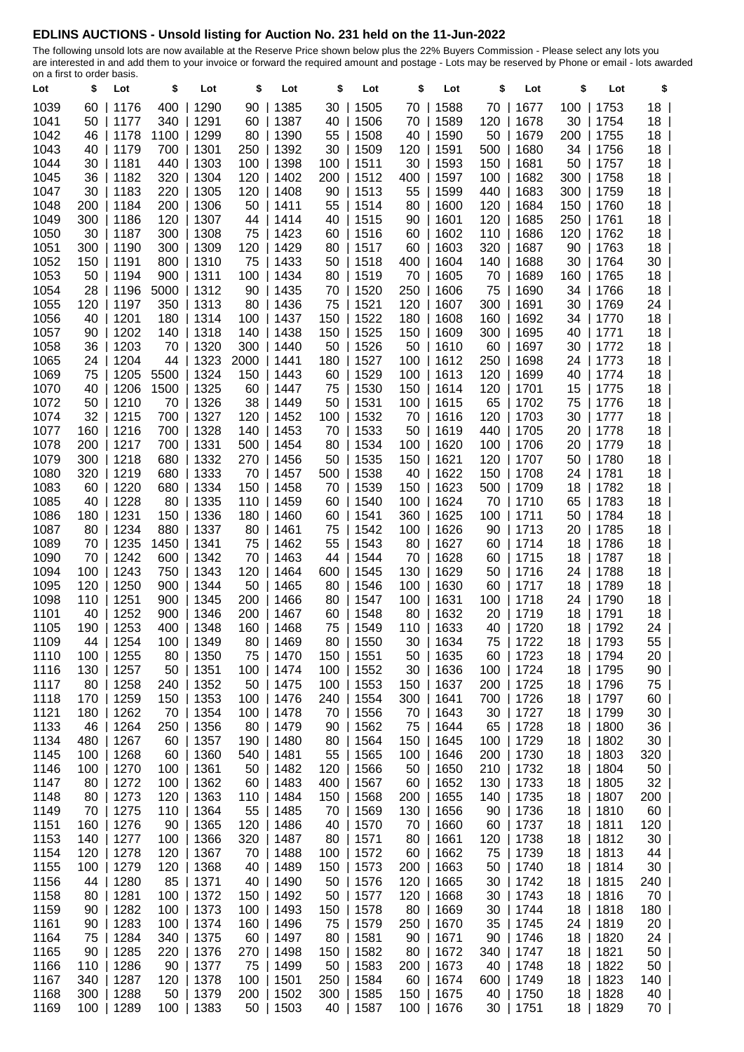## EDLINS AUCTIONS - Unsold listing for Auction No. 231 held on the 11-Jun-2022

The following unsold lots are now available at the Reserve Price shown below plus the 22% Buyers Commission - Please select any lots you are interested in and add them to your invoice or forward the required amount and postage - Lots may be reserved by Phone or email - lots awarded on a first to order basis.

| Lot | $ | Lot | $ | Lot | $ | Lot | $ | Lot | $ | Lot | $ | Lot | $ | Lot | $ |
|---|---|---|---|---|---|---|---|---|---|---|---|---|---|---|---|
| 1039 | 60 | 1176 | 400 | 1290 | 90 | 1385 | 30 | 1505 | 70 | 1588 | 70 | 1677 | 100 | 1753 | 18 |
| 1041 | 50 | 1177 | 340 | 1291 | 60 | 1387 | 40 | 1506 | 70 | 1589 | 120 | 1678 | 30 | 1754 | 18 |
| 1042 | 46 | 1178 | 1100 | 1299 | 80 | 1390 | 55 | 1508 | 40 | 1590 | 50 | 1679 | 200 | 1755 | 18 |
| 1043 | 40 | 1179 | 700 | 1301 | 250 | 1392 | 30 | 1509 | 120 | 1591 | 500 | 1680 | 34 | 1756 | 18 |
| 1044 | 30 | 1181 | 440 | 1303 | 100 | 1398 | 100 | 1511 | 30 | 1593 | 150 | 1681 | 50 | 1757 | 18 |
| 1045 | 36 | 1182 | 320 | 1304 | 120 | 1402 | 200 | 1512 | 400 | 1597 | 100 | 1682 | 300 | 1758 | 18 |
| 1047 | 30 | 1183 | 220 | 1305 | 120 | 1408 | 90 | 1513 | 55 | 1599 | 440 | 1683 | 300 | 1759 | 18 |
| 1048 | 200 | 1184 | 200 | 1306 | 50 | 1411 | 55 | 1514 | 80 | 1600 | 120 | 1684 | 150 | 1760 | 18 |
| 1049 | 300 | 1186 | 120 | 1307 | 44 | 1414 | 40 | 1515 | 90 | 1601 | 120 | 1685 | 250 | 1761 | 18 |
| 1050 | 30 | 1187 | 300 | 1308 | 75 | 1423 | 60 | 1516 | 60 | 1602 | 110 | 1686 | 120 | 1762 | 18 |
| 1051 | 300 | 1190 | 300 | 1309 | 120 | 1429 | 80 | 1517 | 60 | 1603 | 320 | 1687 | 90 | 1763 | 18 |
| 1052 | 150 | 1191 | 800 | 1310 | 75 | 1433 | 50 | 1518 | 400 | 1604 | 140 | 1688 | 30 | 1764 | 30 |
| 1053 | 50 | 1194 | 900 | 1311 | 100 | 1434 | 80 | 1519 | 70 | 1605 | 70 | 1689 | 160 | 1765 | 18 |
| 1054 | 28 | 1196 | 5000 | 1312 | 90 | 1435 | 70 | 1520 | 250 | 1606 | 75 | 1690 | 34 | 1766 | 18 |
| 1055 | 120 | 1197 | 350 | 1313 | 80 | 1436 | 75 | 1521 | 120 | 1607 | 300 | 1691 | 30 | 1769 | 24 |
| 1056 | 40 | 1201 | 180 | 1314 | 100 | 1437 | 150 | 1522 | 180 | 1608 | 160 | 1692 | 34 | 1770 | 18 |
| 1057 | 90 | 1202 | 140 | 1318 | 140 | 1438 | 150 | 1525 | 150 | 1609 | 300 | 1695 | 40 | 1771 | 18 |
| 1058 | 36 | 1203 | 70 | 1320 | 300 | 1440 | 50 | 1526 | 50 | 1610 | 60 | 1697 | 30 | 1772 | 18 |
| 1065 | 24 | 1204 | 44 | 1323 | 2000 | 1441 | 180 | 1527 | 100 | 1612 | 250 | 1698 | 24 | 1773 | 18 |
| 1069 | 75 | 1205 | 5500 | 1324 | 150 | 1443 | 60 | 1529 | 100 | 1613 | 120 | 1699 | 40 | 1774 | 18 |
| 1070 | 40 | 1206 | 1500 | 1325 | 60 | 1447 | 75 | 1530 | 150 | 1614 | 120 | 1701 | 15 | 1775 | 18 |
| 1072 | 50 | 1210 | 70 | 1326 | 38 | 1449 | 50 | 1531 | 100 | 1615 | 65 | 1702 | 75 | 1776 | 18 |
| 1074 | 32 | 1215 | 700 | 1327 | 120 | 1452 | 100 | 1532 | 70 | 1616 | 120 | 1703 | 30 | 1777 | 18 |
| 1077 | 160 | 1216 | 700 | 1328 | 140 | 1453 | 70 | 1533 | 50 | 1619 | 440 | 1705 | 20 | 1778 | 18 |
| 1078 | 200 | 1217 | 700 | 1331 | 500 | 1454 | 80 | 1534 | 100 | 1620 | 100 | 1706 | 20 | 1779 | 18 |
| 1079 | 300 | 1218 | 680 | 1332 | 270 | 1456 | 50 | 1535 | 150 | 1621 | 120 | 1707 | 50 | 1780 | 18 |
| 1080 | 320 | 1219 | 680 | 1333 | 70 | 1457 | 500 | 1538 | 40 | 1622 | 150 | 1708 | 24 | 1781 | 18 |
| 1083 | 60 | 1220 | 680 | 1334 | 150 | 1458 | 70 | 1539 | 150 | 1623 | 500 | 1709 | 18 | 1782 | 18 |
| 1085 | 40 | 1228 | 80 | 1335 | 110 | 1459 | 60 | 1540 | 100 | 1624 | 70 | 1710 | 65 | 1783 | 18 |
| 1086 | 180 | 1231 | 150 | 1336 | 180 | 1460 | 60 | 1541 | 360 | 1625 | 100 | 1711 | 50 | 1784 | 18 |
| 1087 | 80 | 1234 | 880 | 1337 | 80 | 1461 | 75 | 1542 | 100 | 1626 | 90 | 1713 | 20 | 1785 | 18 |
| 1089 | 70 | 1235 | 1450 | 1341 | 75 | 1462 | 55 | 1543 | 80 | 1627 | 60 | 1714 | 18 | 1786 | 18 |
| 1090 | 70 | 1242 | 600 | 1342 | 70 | 1463 | 44 | 1544 | 70 | 1628 | 60 | 1715 | 18 | 1787 | 18 |
| 1094 | 100 | 1243 | 750 | 1343 | 120 | 1464 | 600 | 1545 | 130 | 1629 | 50 | 1716 | 24 | 1788 | 18 |
| 1095 | 120 | 1250 | 900 | 1344 | 50 | 1465 | 80 | 1546 | 100 | 1630 | 60 | 1717 | 18 | 1789 | 18 |
| 1098 | 110 | 1251 | 900 | 1345 | 200 | 1466 | 80 | 1547 | 100 | 1631 | 100 | 1718 | 24 | 1790 | 18 |
| 1101 | 40 | 1252 | 900 | 1346 | 200 | 1467 | 60 | 1548 | 80 | 1632 | 20 | 1719 | 18 | 1791 | 18 |
| 1105 | 190 | 1253 | 400 | 1348 | 160 | 1468 | 75 | 1549 | 110 | 1633 | 40 | 1720 | 18 | 1792 | 24 |
| 1109 | 44 | 1254 | 100 | 1349 | 80 | 1469 | 80 | 1550 | 30 | 1634 | 75 | 1722 | 18 | 1793 | 55 |
| 1110 | 100 | 1255 | 80 | 1350 | 75 | 1470 | 150 | 1551 | 50 | 1635 | 60 | 1723 | 18 | 1794 | 20 |
| 1116 | 130 | 1257 | 50 | 1351 | 100 | 1474 | 100 | 1552 | 30 | 1636 | 100 | 1724 | 18 | 1795 | 90 |
| 1117 | 80 | 1258 | 240 | 1352 | 50 | 1475 | 100 | 1553 | 150 | 1637 | 200 | 1725 | 18 | 1796 | 75 |
| 1118 | 170 | 1259 | 150 | 1353 | 100 | 1476 | 240 | 1554 | 300 | 1641 | 700 | 1726 | 18 | 1797 | 60 |
| 1121 | 180 | 1262 | 70 | 1354 | 100 | 1478 | 70 | 1556 | 70 | 1643 | 30 | 1727 | 18 | 1799 | 30 |
| 1133 | 46 | 1264 | 250 | 1356 | 80 | 1479 | 90 | 1562 | 75 | 1644 | 65 | 1728 | 18 | 1800 | 36 |
| 1134 | 480 | 1267 | 60 | 1357 | 190 | 1480 | 80 | 1564 | 150 | 1645 | 100 | 1729 | 18 | 1802 | 30 |
| 1145 | 100 | 1268 | 60 | 1360 | 540 | 1481 | 55 | 1565 | 100 | 1646 | 200 | 1730 | 18 | 1803 | 320 |
| 1146 | 100 | 1270 | 100 | 1361 | 50 | 1482 | 120 | 1566 | 50 | 1650 | 210 | 1732 | 18 | 1804 | 50 |
| 1147 | 80 | 1272 | 100 | 1362 | 60 | 1483 | 400 | 1567 | 60 | 1652 | 130 | 1733 | 18 | 1805 | 32 |
| 1148 | 80 | 1273 | 120 | 1363 | 110 | 1484 | 150 | 1568 | 200 | 1655 | 140 | 1735 | 18 | 1807 | 200 |
| 1149 | 70 | 1275 | 110 | 1364 | 55 | 1485 | 70 | 1569 | 130 | 1656 | 90 | 1736 | 18 | 1810 | 60 |
| 1151 | 160 | 1276 | 90 | 1365 | 120 | 1486 | 40 | 1570 | 70 | 1660 | 60 | 1737 | 18 | 1811 | 120 |
| 1153 | 140 | 1277 | 100 | 1366 | 320 | 1487 | 80 | 1571 | 80 | 1661 | 120 | 1738 | 18 | 1812 | 30 |
| 1154 | 120 | 1278 | 120 | 1367 | 70 | 1488 | 100 | 1572 | 60 | 1662 | 75 | 1739 | 18 | 1813 | 44 |
| 1155 | 100 | 1279 | 120 | 1368 | 40 | 1489 | 150 | 1573 | 200 | 1663 | 50 | 1740 | 18 | 1814 | 30 |
| 1156 | 44 | 1280 | 85 | 1371 | 40 | 1490 | 50 | 1576 | 120 | 1665 | 30 | 1742 | 18 | 1815 | 240 |
| 1158 | 80 | 1281 | 100 | 1372 | 150 | 1492 | 50 | 1577 | 120 | 1668 | 30 | 1743 | 18 | 1816 | 70 |
| 1159 | 90 | 1282 | 100 | 1373 | 100 | 1493 | 150 | 1578 | 80 | 1669 | 30 | 1744 | 18 | 1818 | 180 |
| 1161 | 90 | 1283 | 100 | 1374 | 160 | 1496 | 75 | 1579 | 250 | 1670 | 35 | 1745 | 24 | 1819 | 20 |
| 1164 | 75 | 1284 | 340 | 1375 | 60 | 1497 | 80 | 1581 | 90 | 1671 | 90 | 1746 | 18 | 1820 | 24 |
| 1165 | 90 | 1285 | 220 | 1376 | 270 | 1498 | 150 | 1582 | 80 | 1672 | 340 | 1747 | 18 | 1821 | 50 |
| 1166 | 110 | 1286 | 90 | 1377 | 75 | 1499 | 50 | 1583 | 200 | 1673 | 40 | 1748 | 18 | 1822 | 50 |
| 1167 | 340 | 1287 | 120 | 1378 | 100 | 1501 | 250 | 1584 | 60 | 1674 | 600 | 1749 | 18 | 1823 | 140 |
| 1168 | 300 | 1288 | 50 | 1379 | 200 | 1502 | 300 | 1585 | 150 | 1675 | 40 | 1750 | 18 | 1828 | 40 |
| 1169 | 100 | 1289 | 100 | 1383 | 50 | 1503 | 40 | 1587 | 100 | 1676 | 30 | 1751 | 18 | 1829 | 70 |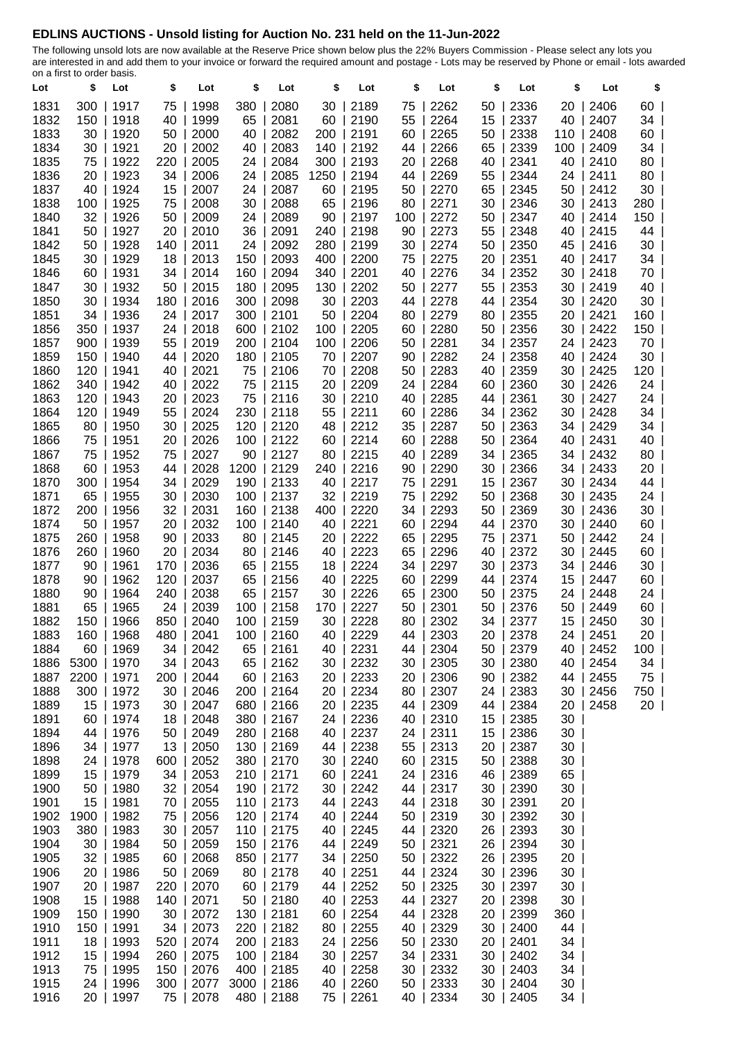## EDLINS AUCTIONS - Unsold listing for Auction No. 231 held on the 11-Jun-2022

The following unsold lots are now available at the Reserve Price shown below plus the 22% Buyers Commission - Please select any lots you are interested in and add them to your invoice or forward the required amount and postage - Lots may be reserved by Phone or email - lots awarded on a first to order basis.

| Lot | $ | Lot | $ | Lot | $ | Lot | $ | Lot | $ | Lot | $ | Lot | $ | Lot | $ |
|---|---|---|---|---|---|---|---|---|---|---|---|---|---|---|---|
| 1831 | 300 | 1917 | 75 | 1998 | 380 | 2080 | 30 | 2189 | 75 | 2262 | 50 | 2336 | 20 | 2406 | 60 |
| 1832 | 150 | 1918 | 40 | 1999 | 65 | 2081 | 60 | 2190 | 55 | 2264 | 15 | 2337 | 40 | 2407 | 34 |
| 1833 | 30 | 1920 | 50 | 2000 | 40 | 2082 | 200 | 2191 | 60 | 2265 | 50 | 2338 | 110 | 2408 | 60 |
| 1834 | 30 | 1921 | 20 | 2002 | 40 | 2083 | 140 | 2192 | 44 | 2266 | 65 | 2339 | 100 | 2409 | 34 |
| 1835 | 75 | 1922 | 220 | 2005 | 24 | 2084 | 300 | 2193 | 20 | 2268 | 40 | 2341 | 40 | 2410 | 80 |
| 1836 | 20 | 1923 | 34 | 2006 | 24 | 2085 | 1250 | 2194 | 44 | 2269 | 55 | 2344 | 24 | 2411 | 80 |
| 1837 | 40 | 1924 | 15 | 2007 | 24 | 2087 | 60 | 2195 | 50 | 2270 | 65 | 2345 | 50 | 2412 | 30 |
| 1838 | 100 | 1925 | 75 | 2008 | 30 | 2088 | 65 | 2196 | 80 | 2271 | 30 | 2346 | 30 | 2413 | 280 |
| 1840 | 32 | 1926 | 50 | 2009 | 24 | 2089 | 90 | 2197 | 100 | 2272 | 50 | 2347 | 40 | 2414 | 150 |
| 1841 | 50 | 1927 | 20 | 2010 | 36 | 2091 | 240 | 2198 | 90 | 2273 | 55 | 2348 | 40 | 2415 | 44 |
| 1842 | 50 | 1928 | 140 | 2011 | 24 | 2092 | 280 | 2199 | 30 | 2274 | 50 | 2350 | 45 | 2416 | 30 |
| 1845 | 30 | 1929 | 18 | 2013 | 150 | 2093 | 400 | 2200 | 75 | 2275 | 20 | 2351 | 40 | 2417 | 34 |
| 1846 | 60 | 1931 | 34 | 2014 | 160 | 2094 | 340 | 2201 | 40 | 2276 | 34 | 2352 | 30 | 2418 | 70 |
| 1847 | 30 | 1932 | 50 | 2015 | 180 | 2095 | 130 | 2202 | 50 | 2277 | 55 | 2353 | 30 | 2419 | 40 |
| 1850 | 30 | 1934 | 180 | 2016 | 300 | 2098 | 30 | 2203 | 44 | 2278 | 44 | 2354 | 30 | 2420 | 30 |
| 1851 | 34 | 1936 | 24 | 2017 | 300 | 2101 | 50 | 2204 | 80 | 2279 | 80 | 2355 | 20 | 2421 | 160 |
| 1856 | 350 | 1937 | 24 | 2018 | 600 | 2102 | 100 | 2205 | 60 | 2280 | 50 | 2356 | 30 | 2422 | 150 |
| 1857 | 900 | 1939 | 55 | 2019 | 200 | 2104 | 100 | 2206 | 50 | 2281 | 34 | 2357 | 24 | 2423 | 70 |
| 1859 | 150 | 1940 | 44 | 2020 | 180 | 2105 | 70 | 2207 | 90 | 2282 | 24 | 2358 | 40 | 2424 | 30 |
| 1860 | 120 | 1941 | 40 | 2021 | 75 | 2106 | 70 | 2208 | 50 | 2283 | 40 | 2359 | 30 | 2425 | 120 |
| 1862 | 340 | 1942 | 40 | 2022 | 75 | 2115 | 20 | 2209 | 24 | 2284 | 60 | 2360 | 30 | 2426 | 24 |
| 1863 | 120 | 1943 | 20 | 2023 | 75 | 2116 | 30 | 2210 | 40 | 2285 | 44 | 2361 | 30 | 2427 | 24 |
| 1864 | 120 | 1949 | 55 | 2024 | 230 | 2118 | 55 | 2211 | 60 | 2286 | 34 | 2362 | 30 | 2428 | 34 |
| 1865 | 80 | 1950 | 30 | 2025 | 120 | 2120 | 48 | 2212 | 35 | 2287 | 50 | 2363 | 34 | 2429 | 34 |
| 1866 | 75 | 1951 | 20 | 2026 | 100 | 2122 | 60 | 2214 | 60 | 2288 | 50 | 2364 | 40 | 2431 | 40 |
| 1867 | 75 | 1952 | 75 | 2027 | 90 | 2127 | 80 | 2215 | 40 | 2289 | 34 | 2365 | 34 | 2432 | 80 |
| 1868 | 60 | 1953 | 44 | 2028 | 1200 | 2129 | 240 | 2216 | 90 | 2290 | 30 | 2366 | 34 | 2433 | 20 |
| 1870 | 300 | 1954 | 34 | 2029 | 190 | 2133 | 40 | 2217 | 75 | 2291 | 15 | 2367 | 30 | 2434 | 44 |
| 1871 | 65 | 1955 | 30 | 2030 | 100 | 2137 | 32 | 2219 | 75 | 2292 | 50 | 2368 | 30 | 2435 | 24 |
| 1872 | 200 | 1956 | 32 | 2031 | 160 | 2138 | 400 | 2220 | 34 | 2293 | 50 | 2369 | 30 | 2436 | 30 |
| 1874 | 50 | 1957 | 20 | 2032 | 100 | 2140 | 40 | 2221 | 60 | 2294 | 44 | 2370 | 30 | 2440 | 60 |
| 1875 | 260 | 1958 | 90 | 2033 | 80 | 2145 | 20 | 2222 | 65 | 2295 | 75 | 2371 | 50 | 2442 | 24 |
| 1876 | 260 | 1960 | 20 | 2034 | 80 | 2146 | 40 | 2223 | 65 | 2296 | 40 | 2372 | 30 | 2445 | 60 |
| 1877 | 90 | 1961 | 170 | 2036 | 65 | 2155 | 18 | 2224 | 34 | 2297 | 30 | 2373 | 34 | 2446 | 30 |
| 1878 | 90 | 1962 | 120 | 2037 | 65 | 2156 | 40 | 2225 | 60 | 2299 | 44 | 2374 | 15 | 2447 | 60 |
| 1880 | 90 | 1964 | 240 | 2038 | 65 | 2157 | 30 | 2226 | 65 | 2300 | 50 | 2375 | 24 | 2448 | 24 |
| 1881 | 65 | 1965 | 24 | 2039 | 100 | 2158 | 170 | 2227 | 50 | 2301 | 50 | 2376 | 50 | 2449 | 60 |
| 1882 | 150 | 1966 | 850 | 2040 | 100 | 2159 | 30 | 2228 | 80 | 2302 | 34 | 2377 | 15 | 2450 | 30 |
| 1883 | 160 | 1968 | 480 | 2041 | 100 | 2160 | 40 | 2229 | 44 | 2303 | 20 | 2378 | 24 | 2451 | 20 |
| 1884 | 60 | 1969 | 34 | 2042 | 65 | 2161 | 40 | 2231 | 44 | 2304 | 50 | 2379 | 40 | 2452 | 100 |
| 1886 | 5300 | 1970 | 34 | 2043 | 65 | 2162 | 30 | 2232 | 30 | 2305 | 30 | 2380 | 40 | 2454 | 34 |
| 1887 | 2200 | 1971 | 200 | 2044 | 60 | 2163 | 20 | 2233 | 20 | 2306 | 90 | 2382 | 44 | 2455 | 75 |
| 1888 | 300 | 1972 | 30 | 2046 | 200 | 2164 | 20 | 2234 | 80 | 2307 | 24 | 2383 | 30 | 2456 | 750 |
| 1889 | 15 | 1973 | 30 | 2047 | 680 | 2166 | 20 | 2235 | 44 | 2309 | 44 | 2384 | 20 | 2458 | 20 |
| 1891 | 60 | 1974 | 18 | 2048 | 380 | 2167 | 24 | 2236 | 40 | 2310 | 15 | 2385 | 30 | | |
| 1894 | 44 | 1976 | 50 | 2049 | 280 | 2168 | 40 | 2237 | 24 | 2311 | 15 | 2386 | 30 | | |
| 1896 | 34 | 1977 | 13 | 2050 | 130 | 2169 | 44 | 2238 | 55 | 2313 | 20 | 2387 | 30 | | |
| 1898 | 24 | 1978 | 600 | 2052 | 380 | 2170 | 30 | 2240 | 60 | 2315 | 50 | 2388 | 30 | | |
| 1899 | 15 | 1979 | 34 | 2053 | 210 | 2171 | 60 | 2241 | 24 | 2316 | 46 | 2389 | 65 | | |
| 1900 | 50 | 1980 | 32 | 2054 | 190 | 2172 | 30 | 2242 | 44 | 2317 | 30 | 2390 | 30 | | |
| 1901 | 15 | 1981 | 70 | 2055 | 110 | 2173 | 44 | 2243 | 44 | 2318 | 30 | 2391 | 20 | | |
| 1902 | 1900 | 1982 | 75 | 2056 | 120 | 2174 | 40 | 2244 | 50 | 2319 | 30 | 2392 | 30 | | |
| 1903 | 380 | 1983 | 30 | 2057 | 110 | 2175 | 40 | 2245 | 44 | 2320 | 26 | 2393 | 30 | | |
| 1904 | 30 | 1984 | 50 | 2059 | 150 | 2176 | 44 | 2249 | 50 | 2321 | 26 | 2394 | 30 | | |
| 1905 | 32 | 1985 | 60 | 2068 | 850 | 2177 | 34 | 2250 | 50 | 2322 | 26 | 2395 | 20 | | |
| 1906 | 20 | 1986 | 50 | 2069 | 80 | 2178 | 40 | 2251 | 44 | 2324 | 30 | 2396 | 30 | | |
| 1907 | 20 | 1987 | 220 | 2070 | 60 | 2179 | 44 | 2252 | 50 | 2325 | 30 | 2397 | 30 | | |
| 1908 | 15 | 1988 | 140 | 2071 | 50 | 2180 | 40 | 2253 | 44 | 2327 | 20 | 2398 | 30 | | |
| 1909 | 150 | 1990 | 30 | 2072 | 130 | 2181 | 60 | 2254 | 44 | 2328 | 20 | 2399 | 360 | | |
| 1910 | 150 | 1991 | 34 | 2073 | 220 | 2182 | 80 | 2255 | 40 | 2329 | 30 | 2400 | 44 | | |
| 1911 | 18 | 1993 | 520 | 2074 | 200 | 2183 | 24 | 2256 | 50 | 2330 | 20 | 2401 | 34 | | |
| 1912 | 15 | 1994 | 260 | 2075 | 100 | 2184 | 30 | 2257 | 34 | 2331 | 30 | 2402 | 34 | | |
| 1913 | 75 | 1995 | 150 | 2076 | 400 | 2185 | 40 | 2258 | 30 | 2332 | 30 | 2403 | 34 | | |
| 1915 | 24 | 1996 | 300 | 2077 | 3000 | 2186 | 40 | 2260 | 50 | 2333 | 30 | 2404 | 30 | | |
| 1916 | 20 | 1997 | 75 | 2078 | 480 | 2188 | 75 | 2261 | 40 | 2334 | 30 | 2405 | 34 | | |